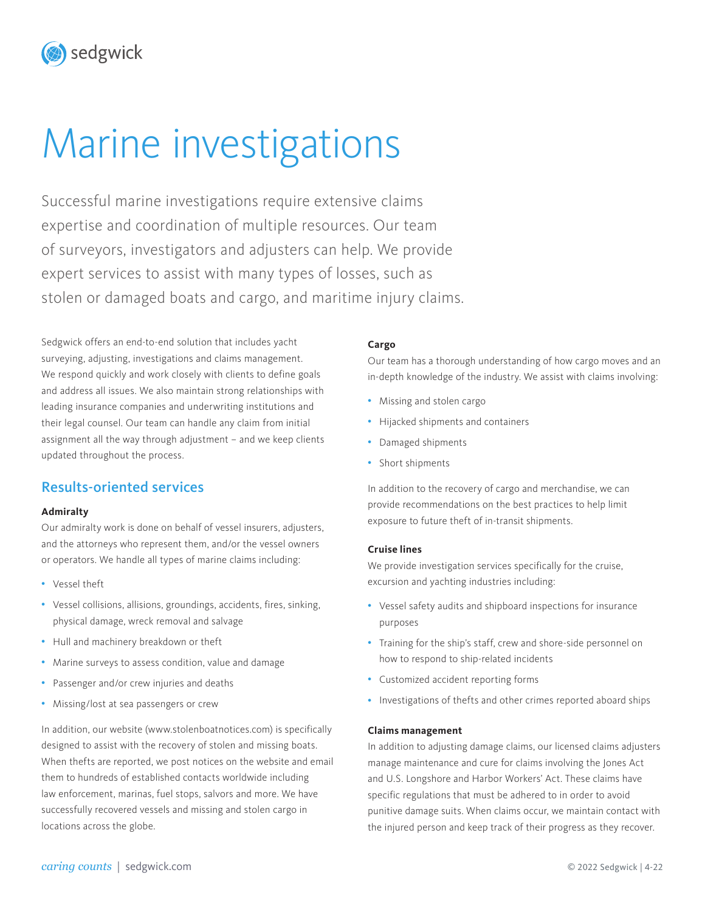# Marine investigations

Successful marine investigations require extensive claims expertise and coordination of multiple resources. Our team of surveyors, investigators and adjusters can help. We provide expert services to assist with many types of losses, such as stolen or damaged boats and cargo, and maritime injury claims.

Sedgwick offers an end-to-end solution that includes yacht surveying, adjusting, investigations and claims management. We respond quickly and work closely with clients to define goals and address all issues. We also maintain strong relationships with leading insurance companies and underwriting institutions and their legal counsel. Our team can handle any claim from initial assignment all the way through adjustment – and we keep clients updated throughout the process.

## Results-oriented services

**Admiralty**

Our admiralty work is done on behalf of vessel insurers, adjusters, and the attorneys who represent them, and/or the vessel owners or operators. We handle all types of marine claims including:

- Vessel theft
- Vessel collisions, allisions, groundings, accidents, fires, sinking, physical damage, wreck removal and salvage
- Hull and machinery breakdown or theft
- Marine surveys to assess condition, value and damage
- Passenger and/or crew injuries and deaths
- Missing/lost at sea passengers or crew

In addition, our website (www.stolenboatnotices.com) is specifically designed to assist with the recovery of stolen and missing boats. When thefts are reported, we post notices on the website and email them to hundreds of established contacts worldwide including law enforcement, marinas, fuel stops, salvors and more. We have successfully recovered vessels and missing and stolen cargo in locations across the globe.

**Cargo**

Our team has a thorough understanding of how cargo moves and an in-depth knowledge of the industry. We assist with claims involving:

- Missing and stolen cargo
- Hijacked shipments and containers
- Damaged shipments
- Short shipments

In addition to the recovery of cargo and merchandise, we can provide recommendations on the best practices to help limit exposure to future theft of in-transit shipments.

**Cruise lines**

We provide investigation services specifically for the cruise, excursion and yachting industries including:

- Vessel safety audits and shipboard inspections for insurance purposes
- Training for the ship's staff, crew and shore-side personnel on how to respond to ship-related incidents
- Customized accident reporting forms
- Investigations of thefts and other crimes reported aboard ships

**Claims management**

In addition to adjusting damage claims, our licensed claims adjusters manage maintenance and cure for claims involving the Jones Act and U.S. Longshore and Harbor Workers' Act. These claims have specific regulations that must be adhered to in order to avoid punitive damage suits. When claims occur, we maintain contact with the injured person and keep track of their progress as they recover.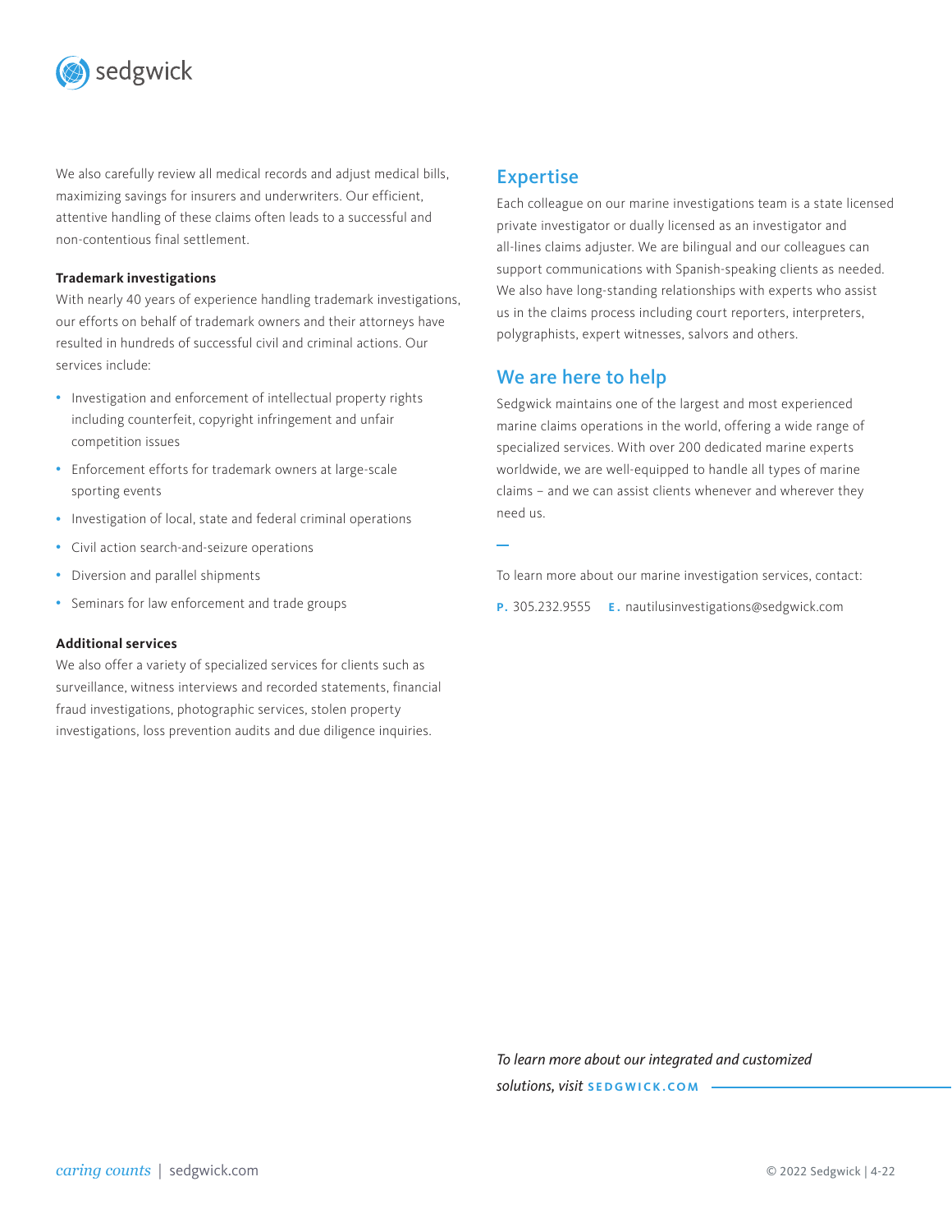We also carefully review all medical records and adjust medical bills, maximizing savings for insurers and underwriters. Our efficient, attentive handling of these claims often leads to a successful and non-contentious final settlement.

**Trademark investigations**

With nearly 40 years of experience handling trademark investigations, our efforts on behalf of trademark owners and their attorneys have resulted in hundreds of successful civil and criminal actions. Our services include:

- Investigation and enforcement of intellectual property rights including counterfeit, copyright infringement and unfair competition issues
- Enforcement efforts for trademark owners at large-scale sporting events
- Investigation of local, state and federal criminal operations
- Civil action search-and-seizure operations
- Diversion and parallel shipments
- Seminars for law enforcement and trade groups

**Additional services**

We also offer a variety of specialized services for clients such as surveillance, witness interviews and recorded statements, financial fraud investigations, photographic services, stolen property investigations, loss prevention audits and due diligence inquiries.

## Expertise

Each colleague on our marine investigations team is a state licensed private investigator or dually licensed as an investigator and all-lines claims adjuster. We are bilingual and our colleagues can support communications with Spanish-speaking clients as needed. We also have long-standing relationships with experts who assist us in the claims process including court reporters, interpreters, polygraphists, expert witnesses, salvors and others.

## We are here to help

Sedgwick maintains one of the largest and most experienced marine claims operations in the world, offering a wide range of specialized services. With over 200 dedicated marine experts worldwide, we are well-equipped to handle all types of marine claims – and we can assist clients whenever and wherever they need us.

To learn more about our marine investigation services, contact:

**P.** 305.232.9555 **E.** nautilusinvestigations@sedgwick.com

*To learn more about our integrated and customized solutions, visit* **SEDGWICK.COM**